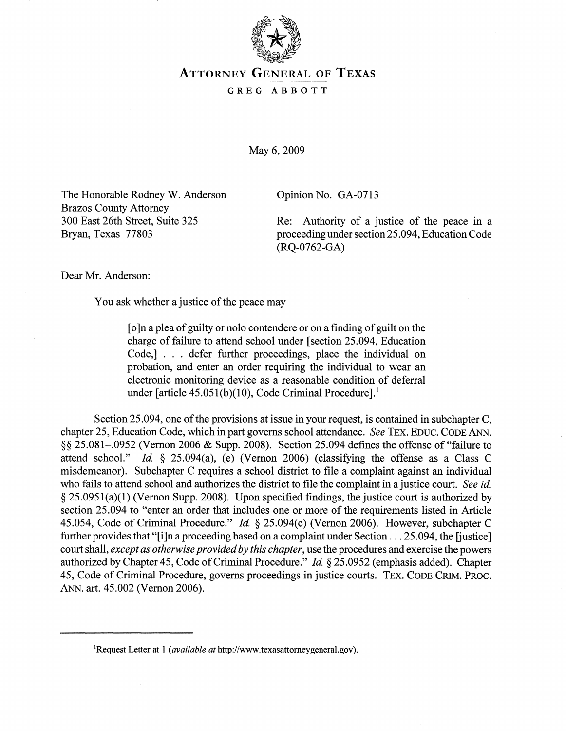# ATTORNEY GENERAL OF TEXAS

GREG ABBOTT

May 6, 2009

The Honorable Rodney W. Anderson
Brazos County Attorney
300 East 26th Street, Suite 325
Bryan, Texas 77803

Opinion No. GA-0713

Re: Authority of a justice of the peace in a proceeding under section 25.094, Education Code (RQ-0762-GA)

Dear Mr. Anderson:

You ask whether a justice of the peace may

> [o]n a plea of guilty or nolo contendere or on a finding of guilt on the charge of failure to attend school under [section 25.094, Education Code,] . . . defer further proceedings, place the individual on probation, and enter an order requiring the individual to wear an electronic monitoring device as a reasonable condition of deferral under [article 45.051(b)(10), Code Criminal Procedure].[1]

Section 25.094, one of the provisions at issue in your request, is contained in subchapter C, chapter 25, Education Code, which in part governs school attendance. *See* TEX. EDUC. CODE ANN. §§ 25.081–.0952 (Vernon 2006 & Supp. 2008). Section 25.094 defines the offense of "failure to attend school." *Id.* § 25.094(a), (e) (Vernon 2006) (classifying the offense as a Class C misdemeanor). Subchapter C requires a school district to file a complaint against an individual who fails to attend school and authorizes the district to file the complaint in a justice court. *See id.* § 25.0951(a)(1) (Vernon Supp. 2008). Upon specified findings, the justice court is authorized by section 25.094 to "enter an order that includes one or more of the requirements listed in Article 45.054, Code of Criminal Procedure." *Id.* § 25.094(c) (Vernon 2006). However, subchapter C further provides that "[i]n a proceeding based on a complaint under Section . . . 25.094, the [justice] court shall, *except as otherwise provided by this chapter*, use the procedures and exercise the powers authorized by Chapter 45, Code of Criminal Procedure." *Id.* § 25.0952 (emphasis added). Chapter 45, Code of Criminal Procedure, governs proceedings in justice courts. TEX. CODE CRIM. PROC. ANN. art. 45.002 (Vernon 2006).

---

[1]Request Letter at 1 (*available at* http://www.texasattorneygeneral.gov).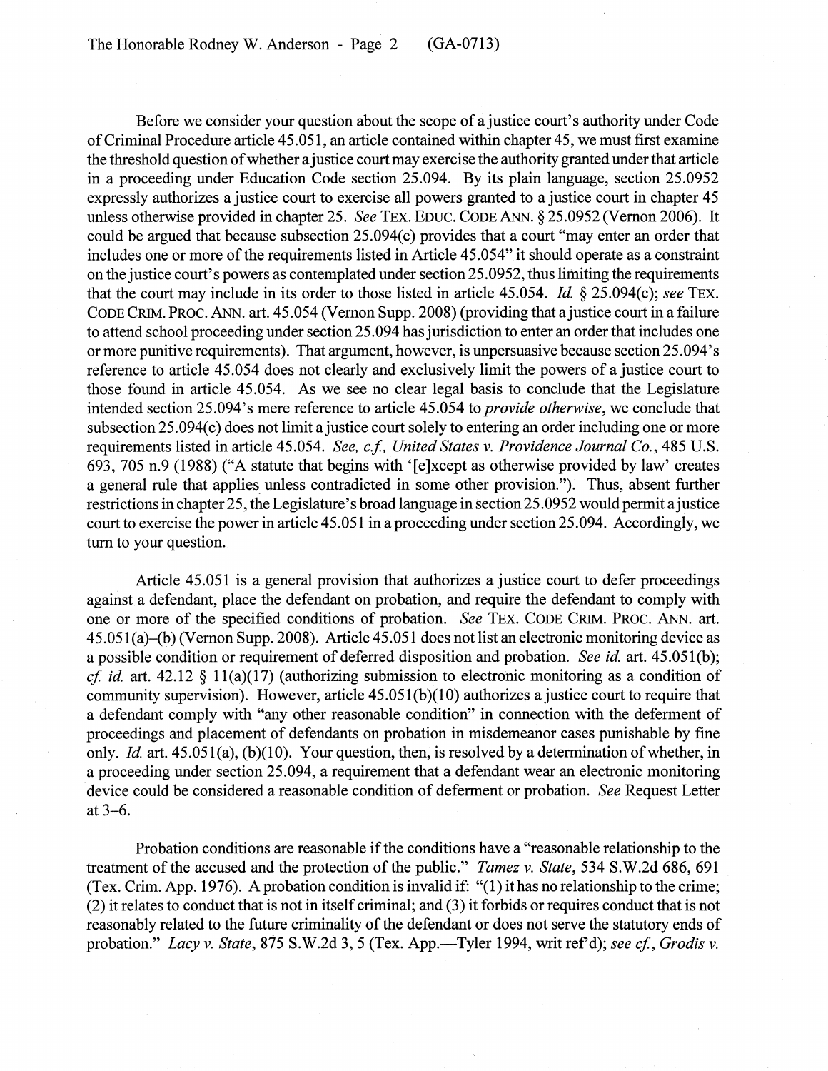Before we consider your question about the scope of a justice court's authority under Code of Criminal Procedure article 45.051, an article contained within chapter 45, we must first examine the threshold question of whether a justice court may exercise the authority granted under that article in a proceeding under Education Code section 25.094. By its plain language, section 25.0952 expressly authorizes a justice court to exercise all powers granted to a justice court in chapter 45 unless otherwise provided in chapter 25. *See* TEX. EDUC. CODE ANN. § 25.0952 (Vernon 2006). It could be argued that because subsection 25.094(c) provides that a court "may enter an order that includes one or more of the requirements listed in Article 45.054" it should operate as a constraint on the justice court's powers as contemplated under section 25.0952, thus limiting the requirements that the court may include in its order to those listed in article 45.054. *Id.* § 25.094(c); *see* TEX. CODE CRIM. PROC. ANN. art. 45.054 (Vernon Supp. 2008) (providing that a justice court in a failure to attend school proceeding under section 25.094 has jurisdiction to enter an order that includes one or more punitive requirements). That argument, however, is unpersuasive because section 25.094's reference to article 45.054 does not clearly and exclusively limit the powers of a justice court to those found in article 45.054. As we see no clear legal basis to conclude that the Legislature intended section 25.094's mere reference to article 45.054 to *provide otherwise*, we conclude that subsection 25.094(c) does not limit a justice court solely to entering an order including one or more requirements listed in article 45.054. *See, c.f., United States v. Providence Journal Co.*, 485 U.S. 693, 705 n.9 (1988) ("A statute that begins with '[e]xcept as otherwise provided by law' creates a general rule that applies unless contradicted in some other provision."). Thus, absent further restrictions in chapter 25, the Legislature's broad language in section 25.0952 would permit a justice court to exercise the power in article 45.051 in a proceeding under section 25.094. Accordingly, we turn to your question.

Article 45.051 is a general provision that authorizes a justice court to defer proceedings against a defendant, place the defendant on probation, and require the defendant to comply with one or more of the specified conditions of probation. *See* TEX. CODE CRIM. PROC. ANN. art. 45.051(a)–(b) (Vernon Supp. 2008). Article 45.051 does not list an electronic monitoring device as a possible condition or requirement of deferred disposition and probation. *See id.* art. 45.051(b); *cf. id.* art. 42.12 § 11(a)(17) (authorizing submission to electronic monitoring as a condition of community supervision). However, article 45.051(b)(10) authorizes a justice court to require that a defendant comply with "any other reasonable condition" in connection with the deferment of proceedings and placement of defendants on probation in misdemeanor cases punishable by fine only. *Id.* art. 45.051(a), (b)(10). Your question, then, is resolved by a determination of whether, in a proceeding under section 25.094, a requirement that a defendant wear an electronic monitoring device could be considered a reasonable condition of deferment or probation. *See* Request Letter at 3–6.

Probation conditions are reasonable if the conditions have a "reasonable relationship to the treatment of the accused and the protection of the public." *Tamez v. State*, 534 S.W.2d 686, 691 (Tex. Crim. App. 1976). A probation condition is invalid if: "(1) it has no relationship to the crime; (2) it relates to conduct that is not in itself criminal; and (3) it forbids or requires conduct that is not reasonably related to the future criminality of the defendant or does not serve the statutory ends of probation." *Lacy v. State*, 875 S.W.2d 3, 5 (Tex. App.—Tyler 1994, writ ref'd); *see cf., Grodis v.*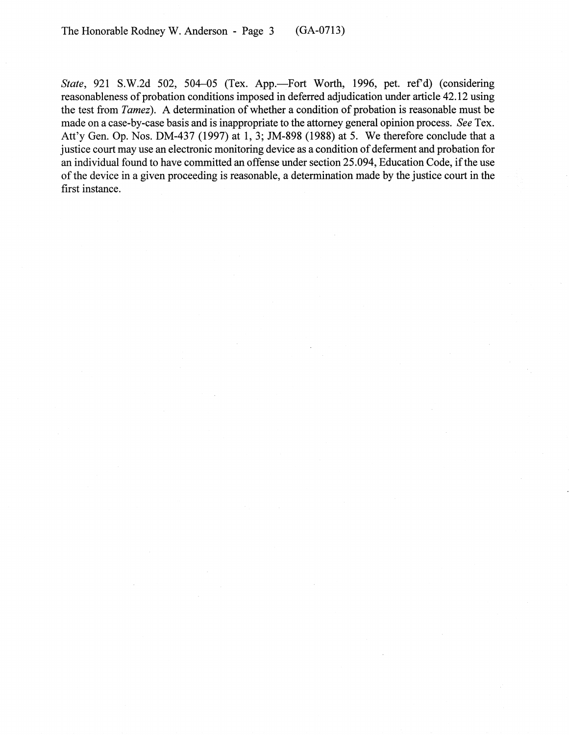*State*, 921 S.W.2d 502, 504–05 (Tex. App.—Fort Worth, 1996, pet. ref'd) (considering reasonableness of probation conditions imposed in deferred adjudication under article 42.12 using the test from *Tamez*). A determination of whether a condition of probation is reasonable must be made on a case-by-case basis and is inappropriate to the attorney general opinion process. *See* Tex. Att'y Gen. Op. Nos. DM-437 (1997) at 1, 3; JM-898 (1988) at 5. We therefore conclude that a justice court may use an electronic monitoring device as a condition of deferment and probation for an individual found to have committed an offense under section 25.094, Education Code, if the use of the device in a given proceeding is reasonable, a determination made by the justice court in the first instance.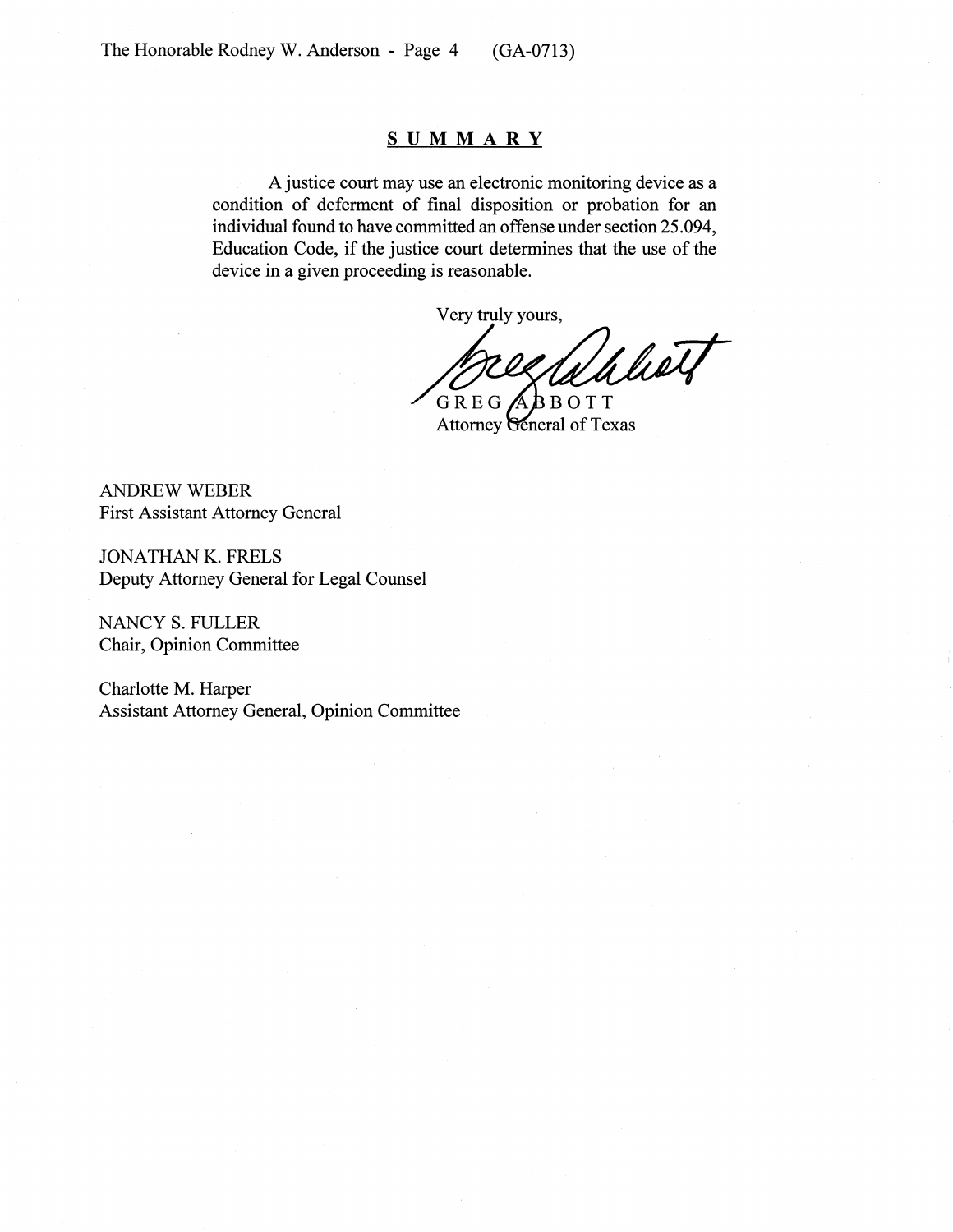## SUMMARY

A justice court may use an electronic monitoring device as a condition of deferment of final disposition or probation for an individual found to have committed an offense under section 25.094, Education Code, if the justice court determines that the use of the device in a given proceeding is reasonable.

Very truly yours,

GREG ABBOTT
Attorney General of Texas

ANDREW WEBER
First Assistant Attorney General

JONATHAN K. FRELS
Deputy Attorney General for Legal Counsel

NANCY S. FULLER
Chair, Opinion Committee

Charlotte M. Harper
Assistant Attorney General, Opinion Committee